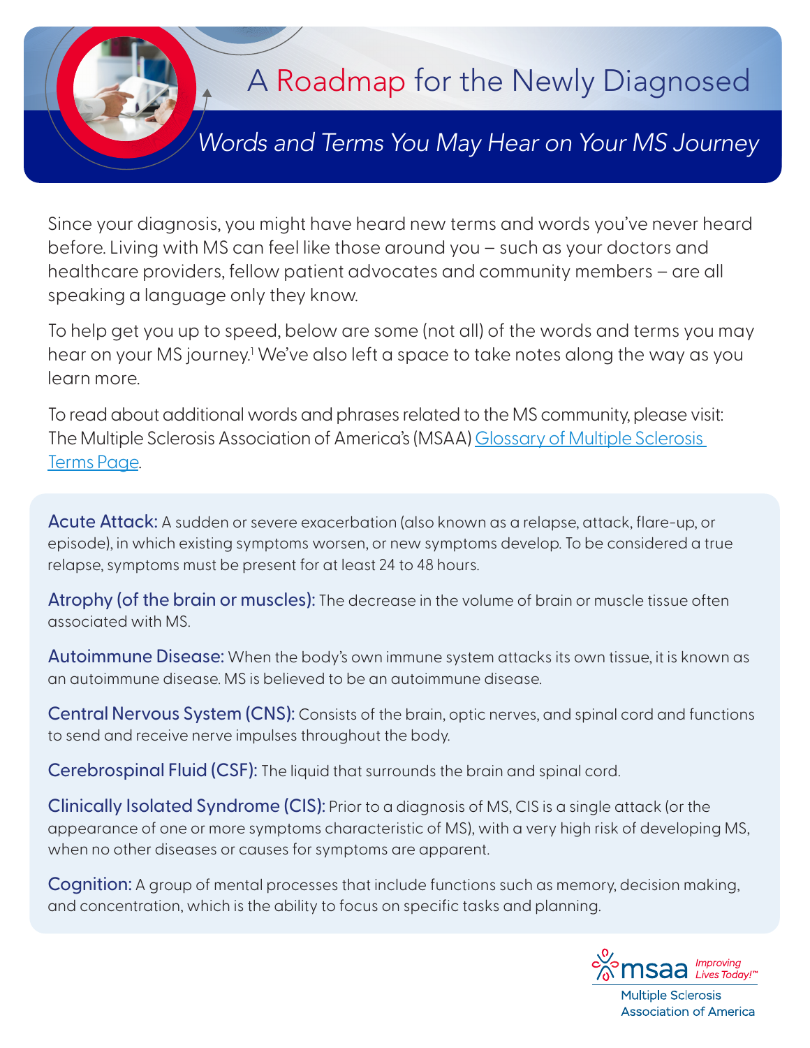# A Roadmap for the Newly Diagnosed

## *Words and Terms You May Hear on Your MS Journey*

Since your diagnosis, you might have heard new terms and words you've never heard before. Living with MS can feel like those around you – such as your doctors and healthcare providers, fellow patient advocates and community members – are all speaking a language only they know.

To help get you up to speed, below are some (not all) of the words and terms you may hear on your MS journey.[1] We've also left a space to take notes along the way as you learn more.

To read about additional words and phrases related to the MS community, please visit: The Multiple Sclerosis Association of America's (MSAA) [Glossary of Multiple Sclerosis Terms Page](#).

**Acute Attack:** A sudden or severe exacerbation (also known as a relapse, attack, flare-up, or episode), in which existing symptoms worsen, or new symptoms develop. To be considered a true relapse, symptoms must be present for at least 24 to 48 hours.

**Atrophy (of the brain or muscles):** The decrease in the volume of brain or muscle tissue often associated with MS.

**Autoimmune Disease:** When the body's own immune system attacks its own tissue, it is known as an autoimmune disease. MS is believed to be an autoimmune disease.

**Central Nervous System (CNS):** Consists of the brain, optic nerves, and spinal cord and functions to send and receive nerve impulses throughout the body.

**Cerebrospinal Fluid (CSF):** The liquid that surrounds the brain and spinal cord.

**Clinically Isolated Syndrome (CIS):** Prior to a diagnosis of MS, CIS is a single attack (or the appearance of one or more symptoms characteristic of MS), with a very high risk of developing MS, when no other diseases or causes for symptoms are apparent.

**Cognition:** A group of mental processes that include functions such as memory, decision making, and concentration, which is the ability to focus on specific tasks and planning.

msaa *Improving Lives Today!™*
Multiple Sclerosis Association of America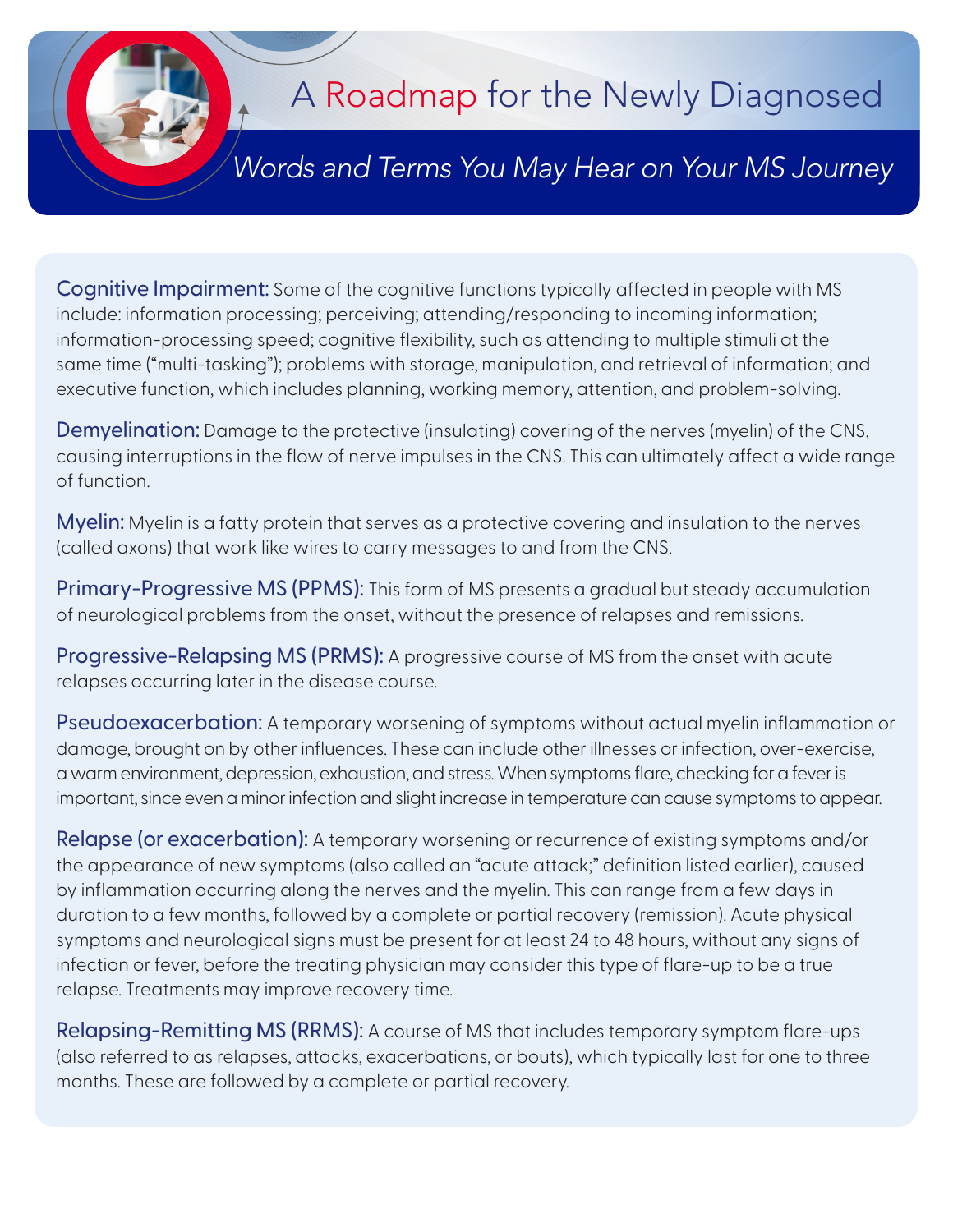# A Roadmap for the Newly Diagnosed

## *Words and Terms You May Hear on Your MS Journey*

**Cognitive Impairment:** Some of the cognitive functions typically affected in people with MS include: information processing; perceiving; attending/responding to incoming information; information-processing speed; cognitive flexibility, such as attending to multiple stimuli at the same time ("multi-tasking"); problems with storage, manipulation, and retrieval of information; and executive function, which includes planning, working memory, attention, and problem-solving.

**Demyelination:** Damage to the protective (insulating) covering of the nerves (myelin) of the CNS, causing interruptions in the flow of nerve impulses in the CNS. This can ultimately affect a wide range of function.

**Myelin:** Myelin is a fatty protein that serves as a protective covering and insulation to the nerves (called axons) that work like wires to carry messages to and from the CNS.

**Primary-Progressive MS (PPMS):** This form of MS presents a gradual but steady accumulation of neurological problems from the onset, without the presence of relapses and remissions.

**Progressive-Relapsing MS (PRMS):** A progressive course of MS from the onset with acute relapses occurring later in the disease course.

**Pseudoexacerbation:** A temporary worsening of symptoms without actual myelin inflammation or damage, brought on by other influences. These can include other illnesses or infection, over-exercise, a warm environment, depression, exhaustion, and stress. When symptoms flare, checking for a fever is important, since even a minor infection and slight increase in temperature can cause symptoms to appear.

**Relapse (or exacerbation):** A temporary worsening or recurrence of existing symptoms and/or the appearance of new symptoms (also called an "acute attack;" definition listed earlier), caused by inflammation occurring along the nerves and the myelin. This can range from a few days in duration to a few months, followed by a complete or partial recovery (remission). Acute physical symptoms and neurological signs must be present for at least 24 to 48 hours, without any signs of infection or fever, before the treating physician may consider this type of flare-up to be a true relapse. Treatments may improve recovery time.

**Relapsing-Remitting MS (RRMS):** A course of MS that includes temporary symptom flare-ups (also referred to as relapses, attacks, exacerbations, or bouts), which typically last for one to three months. These are followed by a complete or partial recovery.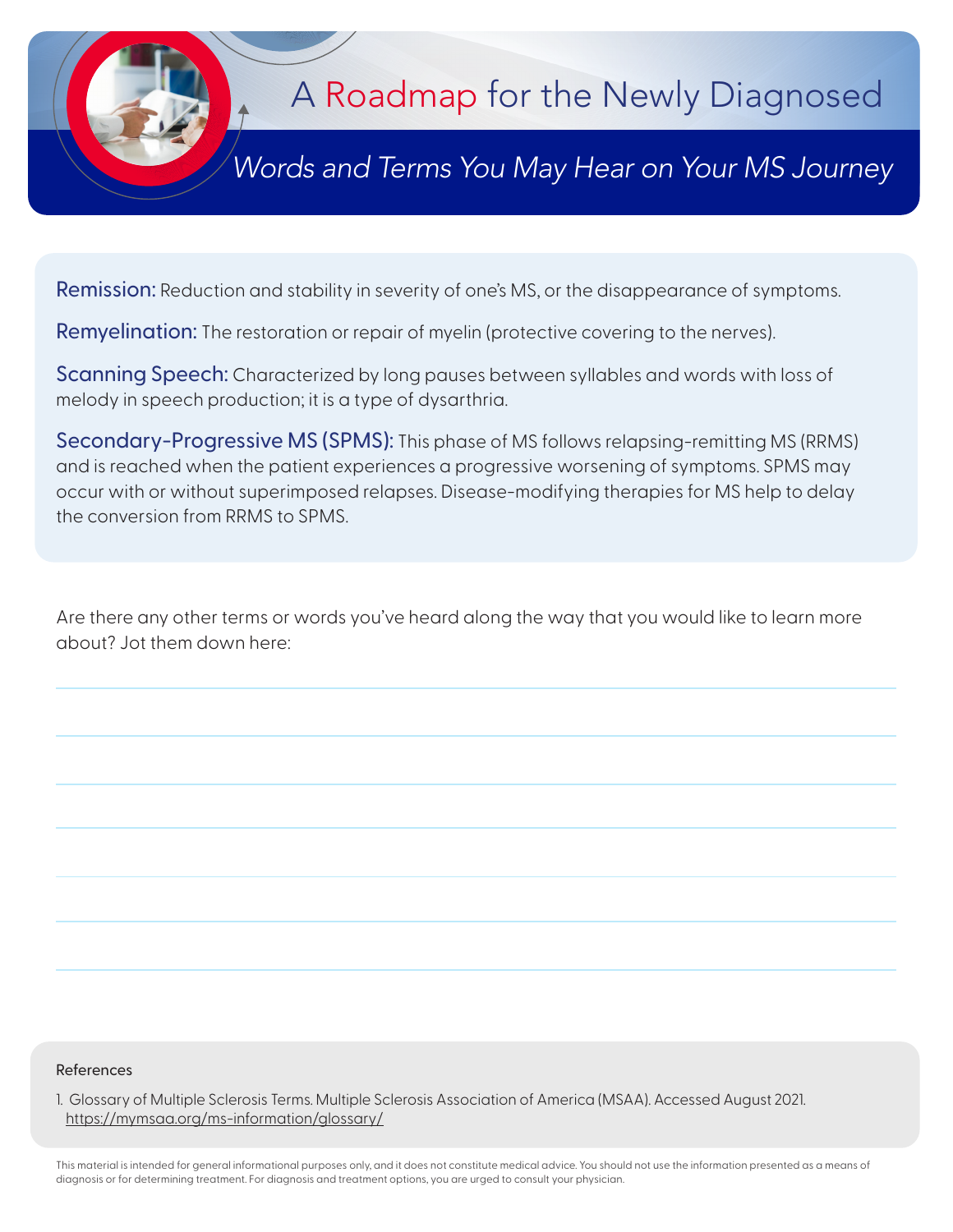# A Roadmap for the Newly Diagnosed

## *Words and Terms You May Hear on Your MS Journey*

**Remission:** Reduction and stability in severity of one's MS, or the disappearance of symptoms.

**Remyelination:** The restoration or repair of myelin (protective covering to the nerves).

**Scanning Speech:** Characterized by long pauses between syllables and words with loss of melody in speech production; it is a type of dysarthria.

**Secondary-Progressive MS (SPMS):** This phase of MS follows relapsing-remitting MS (RRMS) and is reached when the patient experiences a progressive worsening of symptoms. SPMS may occur with or without superimposed relapses. Disease-modifying therapies for MS help to delay the conversion from RRMS to SPMS.

Are there any other terms or words you've heard along the way that you would like to learn more about? Jot them down here:

References

1. Glossary of Multiple Sclerosis Terms. Multiple Sclerosis Association of America (MSAA). Accessed August 2021. https://mymsaa.org/ms-information/glossary/

This material is intended for general informational purposes only, and it does not constitute medical advice. You should not use the information presented as a means of diagnosis or for determining treatment. For diagnosis and treatment options, you are urged to consult your physician.